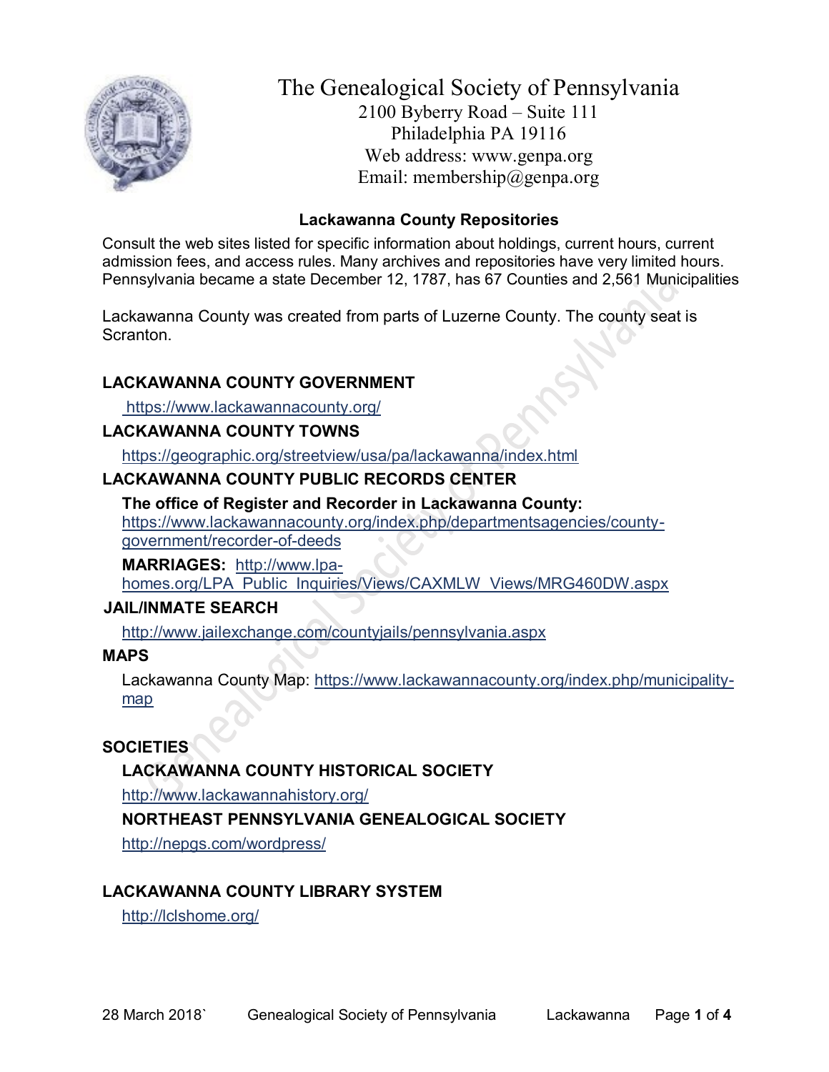# The Genealogical Society of Pennsylvania

2100 Byberry Road – Suite 111
Philadelphia PA 19116
Web address: www.genpa.org
Email: membership@genpa.org

## Lackawanna County Repositories

Consult the web sites listed for specific information about holdings, current hours, current admission fees, and access rules. Many archives and repositories have very limited hours. Pennsylvania became a state December 12, 1787, has 67 Counties and 2,561 Municipalities

Lackawanna County was created from parts of Luzerne County. The county seat is Scranton.

### LACKAWANNA COUNTY GOVERNMENT

https://www.lackawannacounty.org/

### LACKAWANNA COUNTY TOWNS

https://geographic.org/streetview/usa/pa/lackawanna/index.html

### LACKAWANNA COUNTY PUBLIC RECORDS CENTER

**The office of Register and Recorder in Lackawanna County:** https://www.lackawannacounty.org/index.php/departmentsagencies/county-government/recorder-of-deeds

**MARRIAGES:** http://www.lpa-homes.org/LPA_Public_Inquiries/Views/CAXMLW_Views/MRG460DW.aspx

### JAIL/INMATE SEARCH

http://www.jailexchange.com/countyjails/pennsylvania.aspx

### MAPS

Lackawanna County Map: https://www.lackawannacounty.org/index.php/municipality-map

### SOCIETIES

**LACKAWANNA COUNTY HISTORICAL SOCIETY**

http://www.lackawannahistory.org/

**NORTHEAST PENNSYLVANIA GENEALOGICAL SOCIETY**

http://nepgs.com/wordpress/

### LACKAWANNA COUNTY LIBRARY SYSTEM

http://lclshome.org/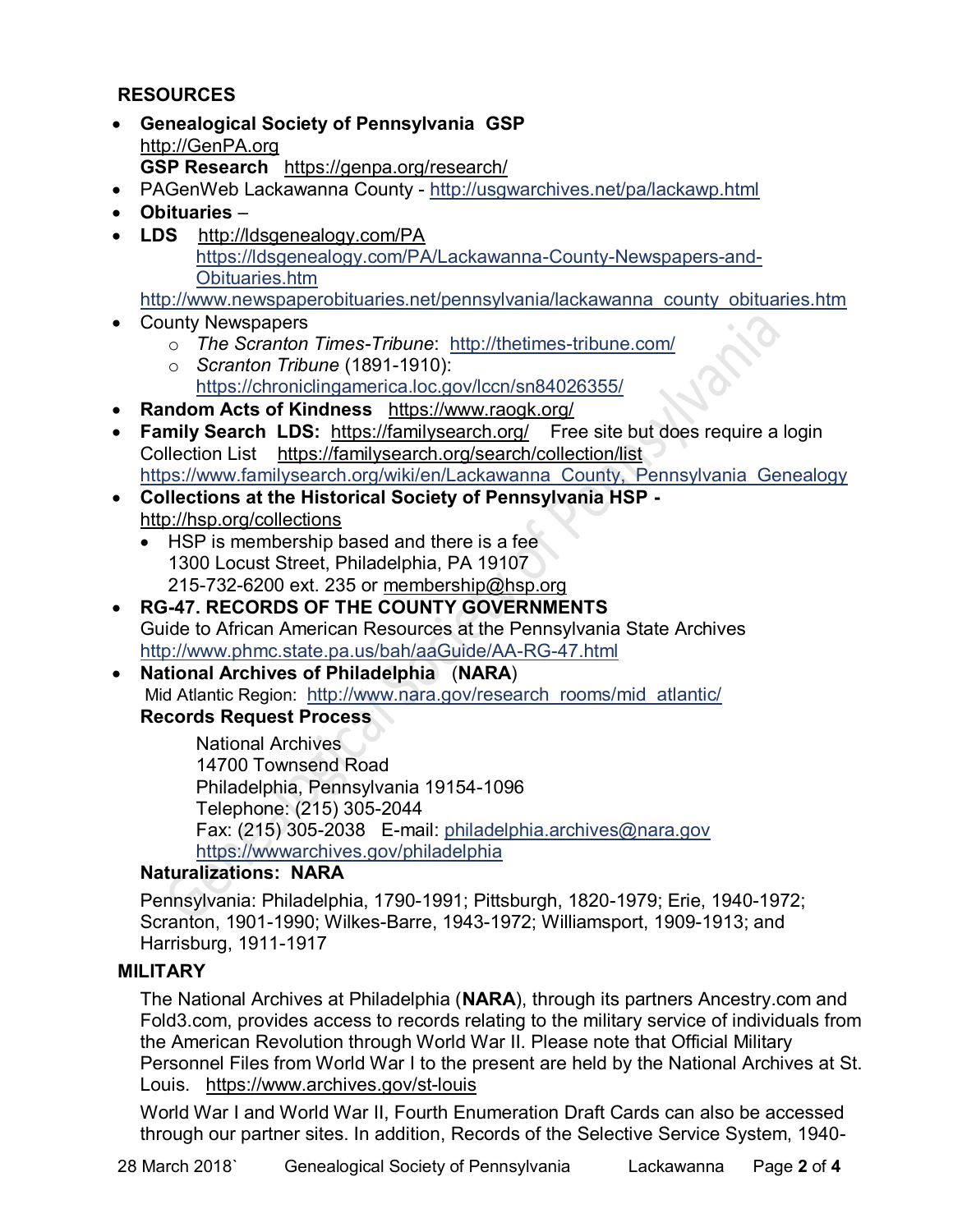## RESOURCES

- **Genealogical Society of Pennsylvania GSP**
  http://GenPA.org
  **GSP Research** https://genpa.org/research/
- PAGenWeb Lackawanna County - http://usgwarchives.net/pa/lackawp.html
- **Obituaries** –
- **LDS** http://ldsgenealogy.com/PA
  https://ldsgenealogy.com/PA/Lackawanna-County-Newspapers-and-Obituaries.htm
  http://www.newspaperobituaries.net/pennsylvania/lackawanna_county_obituaries.htm
- County Newspapers
  - *The Scranton Times-Tribune*: http://thetimes-tribune.com/
  - *Scranton Tribune* (1891-1910): https://chroniclingamerica.loc.gov/lccn/sn84026355/
- **Random Acts of Kindness** https://www.raogk.org/
- **Family Search LDS:** https://familysearch.org/ Free site but does require a login
  Collection List https://familysearch.org/search/collection/list
  https://www.familysearch.org/wiki/en/Lackawanna_County,_Pennsylvania_Genealogy
- **Collections at the Historical Society of Pennsylvania HSP -**
  http://hsp.org/collections
  - HSP is membership based and there is a fee
    1300 Locust Street, Philadelphia, PA 19107
    215-732-6200 ext. 235 or membership@hsp.org
- **RG-47. RECORDS OF THE COUNTY GOVERNMENTS**
  Guide to African American Resources at the Pennsylvania State Archives
  http://www.phmc.state.pa.us/bah/aaGuide/AA-RG-47.html
- **National Archives of Philadelphia** (**NARA**)
  Mid Atlantic Region: http://www.nara.gov/research_rooms/mid_atlantic/
  **Records Request Process**

  National Archives
  14700 Townsend Road
  Philadelphia, Pennsylvania 19154-1096
  Telephone: (215) 305-2044
  Fax: (215) 305-2038 E-mail: philadelphia.archives@nara.gov
  https://wwwarchives.gov/philadelphia

  **Naturalizations: NARA**

  Pennsylvania: Philadelphia, 1790-1991; Pittsburgh, 1820-1979; Erie, 1940-1972; Scranton, 1901-1990; Wilkes-Barre, 1943-1972; Williamsport, 1909-1913; and Harrisburg, 1911-1917

## MILITARY

The National Archives at Philadelphia (**NARA**), through its partners Ancestry.com and Fold3.com, provides access to records relating to the military service of individuals from the American Revolution through World War II. Please note that Official Military Personnel Files from World War I to the present are held by the National Archives at St. Louis. https://www.archives.gov/st-louis

World War I and World War II, Fourth Enumeration Draft Cards can also be accessed through our partner sites. In addition, Records of the Selective Service System, 1940-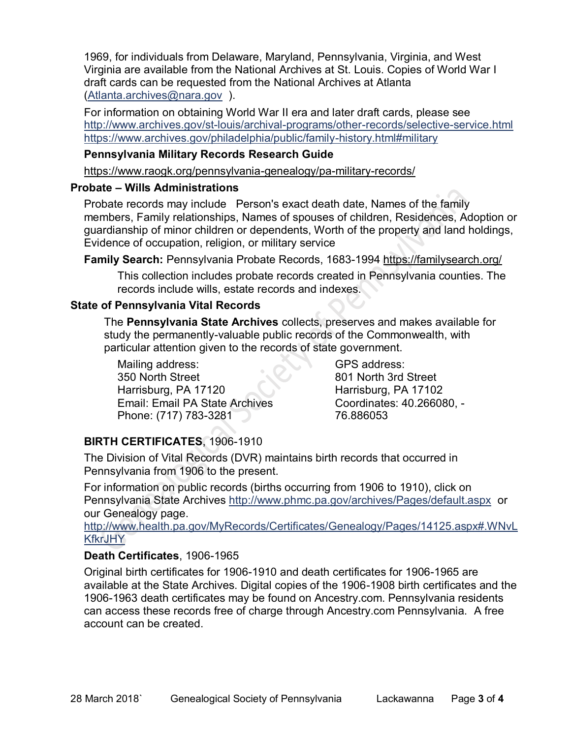1969, for individuals from Delaware, Maryland, Pennsylvania, Virginia, and West Virginia are available from the National Archives at St. Louis. Copies of World War I draft cards can be requested from the National Archives at Atlanta (Atlanta.archives@nara.gov ).

For information on obtaining World War II era and later draft cards, please see http://www.archives.gov/st-louis/archival-programs/other-records/selective-service.html https://www.archives.gov/philadelphia/public/family-history.html#military

**Pennsylvania Military Records Research Guide**

https://www.raogk.org/pennsylvania-genealogy/pa-military-records/

### Probate – Wills Administrations

Probate records may include Person's exact death date, Names of the family members, Family relationships, Names of spouses of children, Residences, Adoption or guardianship of minor children or dependents, Worth of the property and land holdings, Evidence of occupation, religion, or military service

**Family Search:** Pennsylvania Probate Records, 1683-1994 https://familysearch.org/

This collection includes probate records created in Pennsylvania counties. The records include wills, estate records and indexes.

### State of Pennsylvania Vital Records

The **Pennsylvania State Archives** collects, preserves and makes available for study the permanently-valuable public records of the Commonwealth, with particular attention given to the records of state government.

Mailing address:
350 North Street
Harrisburg, PA 17120
Email: Email PA State Archives
Phone: (717) 783-3281

GPS address:
801 North 3rd Street
Harrisburg, PA 17102
Coordinates: 40.266080, -76.886053

**BIRTH CERTIFICATES**, 1906-1910

The Division of Vital Records (DVR) maintains birth records that occurred in Pennsylvania from 1906 to the present.

For information on public records (births occurring from 1906 to 1910), click on Pennsylvania State Archives http://www.phmc.pa.gov/archives/Pages/default.aspx or our Genealogy page.
http://www.health.pa.gov/MyRecords/Certificates/Genealogy/Pages/14125.aspx#.WNvLKfkrJHY

**Death Certificates**, 1906-1965

Original birth certificates for 1906-1910 and death certificates for 1906-1965 are available at the State Archives. Digital copies of the 1906-1908 birth certificates and the 1906-1963 death certificates may be found on Ancestry.com. Pennsylvania residents can access these records free of charge through Ancestry.com Pennsylvania. A free account can be created.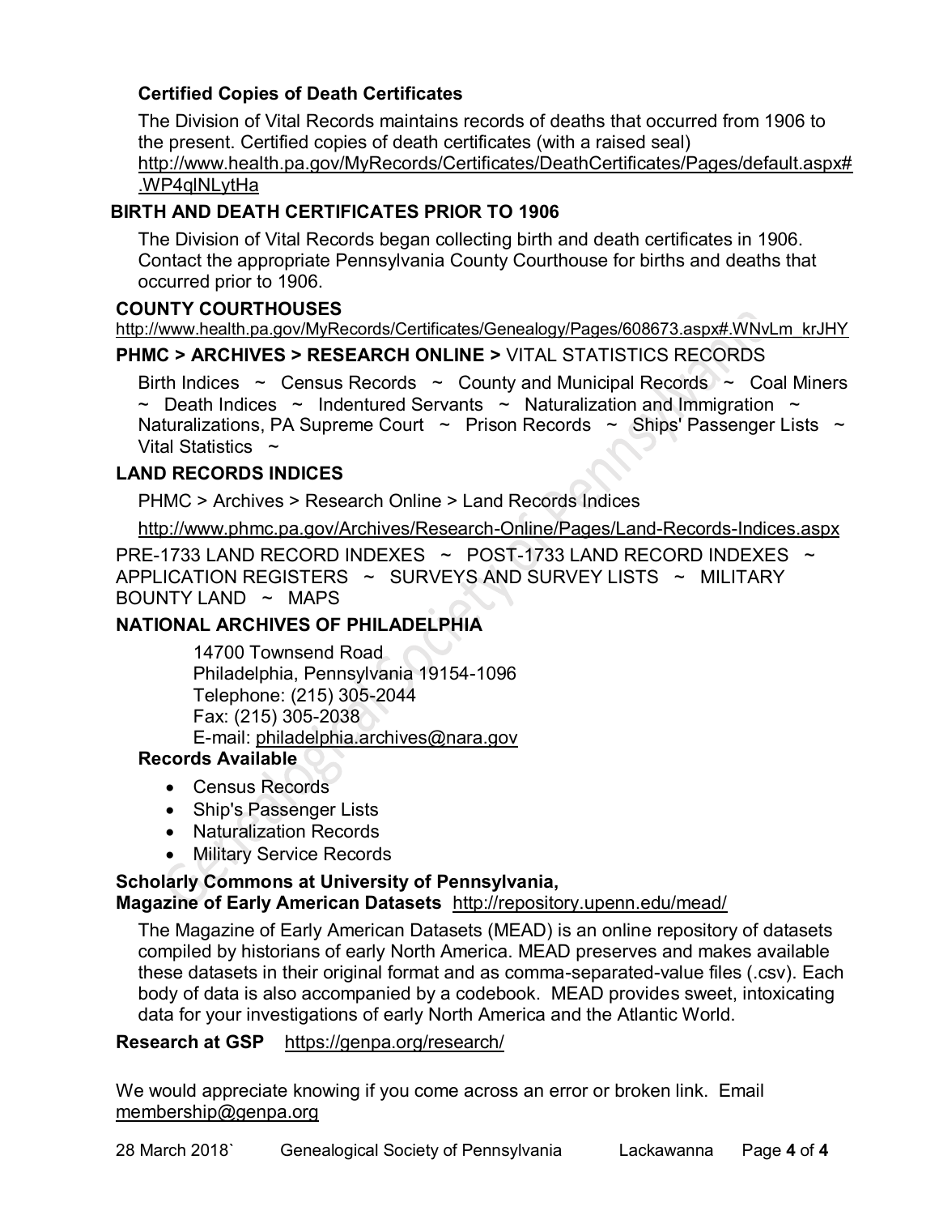**Certified Copies of Death Certificates**

The Division of Vital Records maintains records of deaths that occurred from 1906 to the present. Certified copies of death certificates (with a raised seal) http://www.health.pa.gov/MyRecords/Certificates/DeathCertificates/Pages/default.aspx#.WP4qlNLytHa

## BIRTH AND DEATH CERTIFICATES PRIOR TO 1906

The Division of Vital Records began collecting birth and death certificates in 1906. Contact the appropriate Pennsylvania County Courthouse for births and deaths that occurred prior to 1906.

## COUNTY COURTHOUSES

http://www.health.pa.gov/MyRecords/Certificates/Genealogy/Pages/608673.aspx#.WNvLm_krJHY

## PHMC > ARCHIVES > RESEARCH ONLINE > VITAL STATISTICS RECORDS

Birth Indices ~ Census Records ~ County and Municipal Records ~ Coal Miners ~ Death Indices ~ Indentured Servants ~ Naturalization and Immigration ~ Naturalizations, PA Supreme Court ~ Prison Records ~ Ships' Passenger Lists ~ Vital Statistics ~

## LAND RECORDS INDICES

PHMC > Archives > Research Online > Land Records Indices

http://www.phmc.pa.gov/Archives/Research-Online/Pages/Land-Records-Indices.aspx

PRE-1733 LAND RECORD INDEXES ~ POST-1733 LAND RECORD INDEXES ~ APPLICATION REGISTERS ~ SURVEYS AND SURVEY LISTS ~ MILITARY BOUNTY LAND ~ MAPS

## NATIONAL ARCHIVES OF PHILADELPHIA

14700 Townsend Road
Philadelphia, Pennsylvania 19154-1096
Telephone: (215) 305-2044
Fax: (215) 305-2038
E-mail: philadelphia.archives@nara.gov

**Records Available**

- Census Records
- Ship's Passenger Lists
- Naturalization Records
- Military Service Records

**Scholarly Commons at University of Pennsylvania,**
**Magazine of Early American Datasets** http://repository.upenn.edu/mead/

The Magazine of Early American Datasets (MEAD) is an online repository of datasets compiled by historians of early North America. MEAD preserves and makes available these datasets in their original format and as comma-separated-value files (.csv). Each body of data is also accompanied by a codebook. MEAD provides sweet, intoxicating data for your investigations of early North America and the Atlantic World.

**Research at GSP** https://genpa.org/research/

We would appreciate knowing if you come across an error or broken link. Email membership@genpa.org